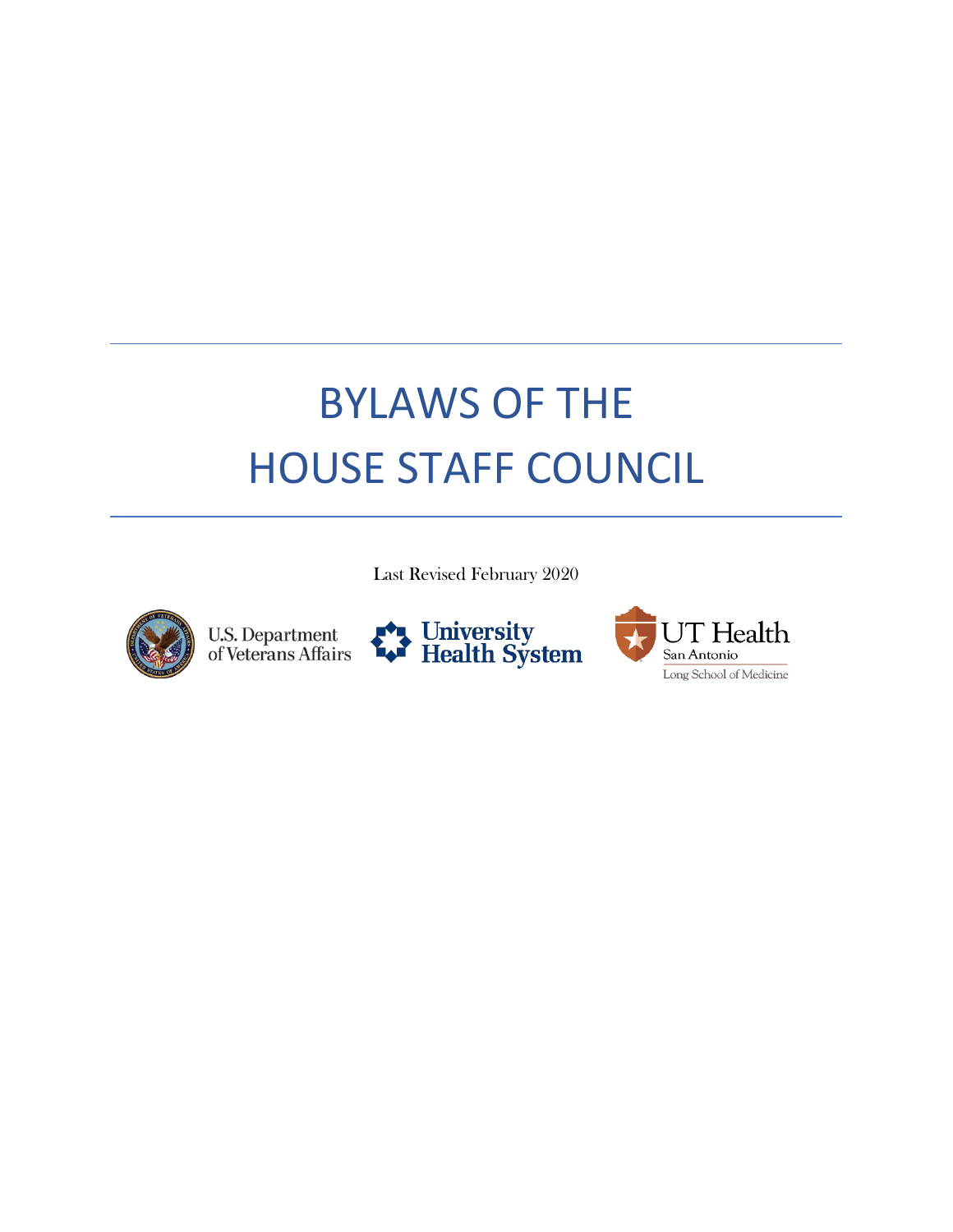# BYLAWS OF THE HOUSE STAFF COUNCIL

Last Revised February 2020

U.S. Department of Veterans Affairs

University Health System

UT Health San Antonio

Long School of Medicine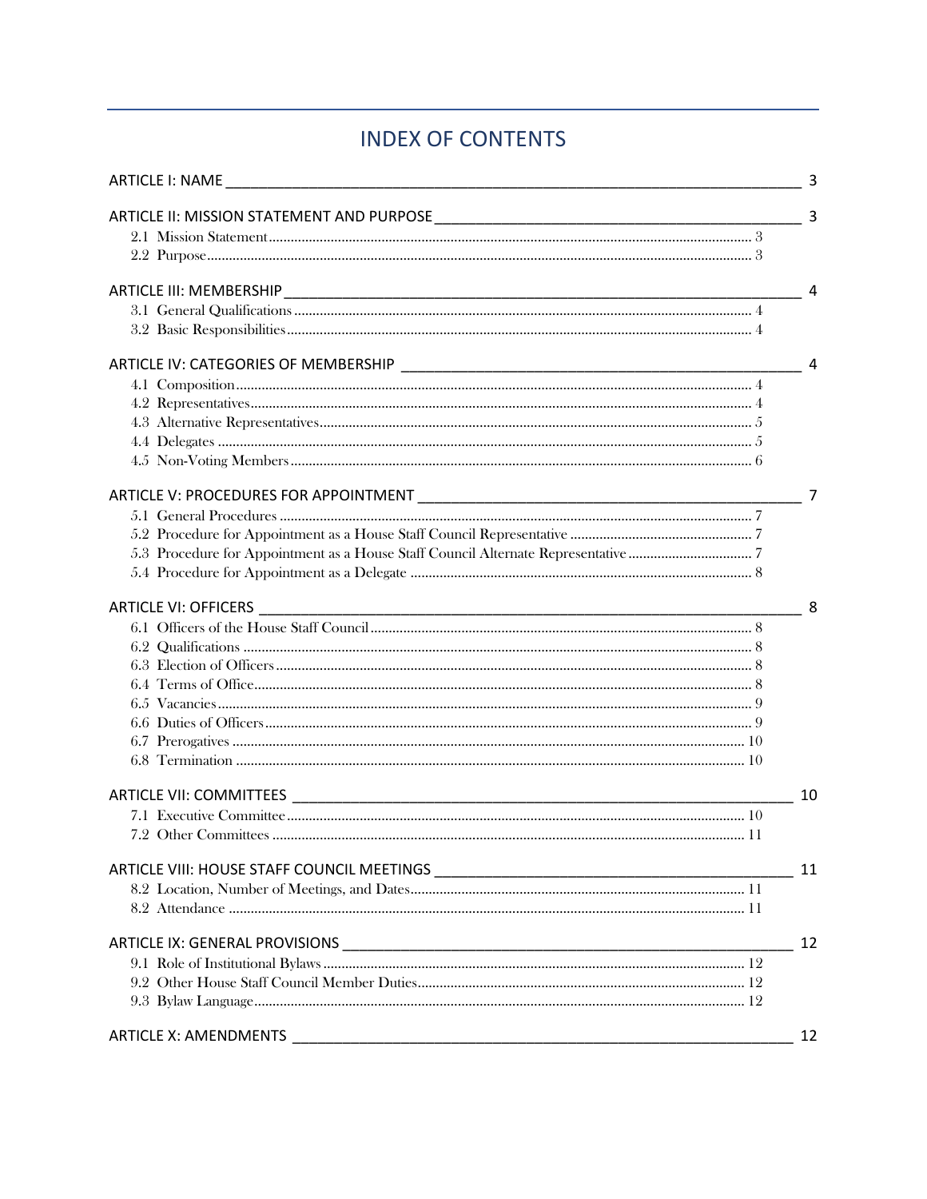# INDEX OF CONTENTS

ARTICLE I: NAME ........................................................................ 3

ARTICLE II: MISSION STATEMENT AND PURPOSE ........................................................................ 3
- 2.1 Mission Statement ........................................................................ 3
- 2.2 Purpose ........................................................................ 3

ARTICLE III: MEMBERSHIP ........................................................................ 4
- 3.1 General Qualifications ........................................................................ 4
- 3.2 Basic Responsibilities ........................................................................ 4

ARTICLE IV: CATEGORIES OF MEMBERSHIP ........................................................................ 4
- 4.1 Composition ........................................................................ 4
- 4.2 Representatives ........................................................................ 4
- 4.3 Alternative Representatives ........................................................................ 5
- 4.4 Delegates ........................................................................ 5
- 4.5 Non-Voting Members ........................................................................ 6

ARTICLE V: PROCEDURES FOR APPOINTMENT ........................................................................ 7
- 5.1 General Procedures ........................................................................ 7
- 5.2 Procedure for Appointment as a House Staff Council Representative ........................................................................ 7
- 5.3 Procedure for Appointment as a House Staff Council Alternate Representative ........................................................................ 7
- 5.4 Procedure for Appointment as a Delegate ........................................................................ 8

ARTICLE VI: OFFICERS ........................................................................ 8
- 6.1 Officers of the House Staff Council ........................................................................ 8
- 6.2 Qualifications ........................................................................ 8
- 6.3 Election of Officers ........................................................................ 8
- 6.4 Terms of Office ........................................................................ 8
- 6.5 Vacancies ........................................................................ 9
- 6.6 Duties of Officers ........................................................................ 9
- 6.7 Prerogatives ........................................................................ 10
- 6.8 Termination ........................................................................ 10

ARTICLE VII: COMMITTEES ........................................................................ 10
- 7.1 Executive Committee ........................................................................ 10
- 7.2 Other Committees ........................................................................ 11

ARTICLE VIII: HOUSE STAFF COUNCIL MEETINGS ........................................................................ 11
- 8.2 Location, Number of Meetings, and Dates ........................................................................ 11
- 8.2 Attendance ........................................................................ 11

ARTICLE IX: GENERAL PROVISIONS ........................................................................ 12
- 9.1 Role of Institutional Bylaws ........................................................................ 12
- 9.2 Other House Staff Council Member Duties ........................................................................ 12
- 9.3 Bylaw Language ........................................................................ 12

ARTICLE X: AMENDMENTS ........................................................................ 12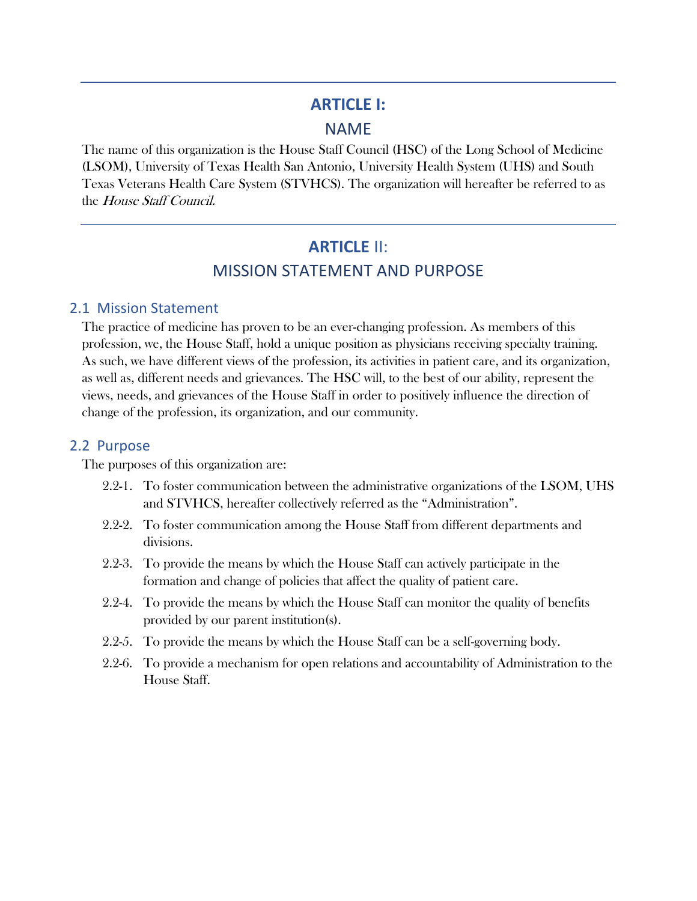# ARTICLE I:

## NAME

The name of this organization is the House Staff Council (HSC) of the Long School of Medicine (LSOM), University of Texas Health San Antonio, University Health System (UHS) and South Texas Veterans Health Care System (STVHCS). The organization will hereafter be referred to as the *House Staff Council.*

---

# ARTICLE II:

## MISSION STATEMENT AND PURPOSE

### 2.1 Mission Statement

The practice of medicine has proven to be an ever-changing profession. As members of this profession, we, the House Staff, hold a unique position as physicians receiving specialty training. As such, we have different views of the profession, its activities in patient care, and its organization, as well as, different needs and grievances. The HSC will, to the best of our ability, represent the views, needs, and grievances of the House Staff in order to positively influence the direction of change of the profession, its organization, and our community.

### 2.2 Purpose

The purposes of this organization are:

- 2.2-1. To foster communication between the administrative organizations of the LSOM, UHS and STVHCS, hereafter collectively referred as the "Administration".
- 2.2-2. To foster communication among the House Staff from different departments and divisions.
- 2.2-3. To provide the means by which the House Staff can actively participate in the formation and change of policies that affect the quality of patient care.
- 2.2-4. To provide the means by which the House Staff can monitor the quality of benefits provided by our parent institution(s).
- 2.2-5. To provide the means by which the House Staff can be a self-governing body.
- 2.2-6. To provide a mechanism for open relations and accountability of Administration to the House Staff.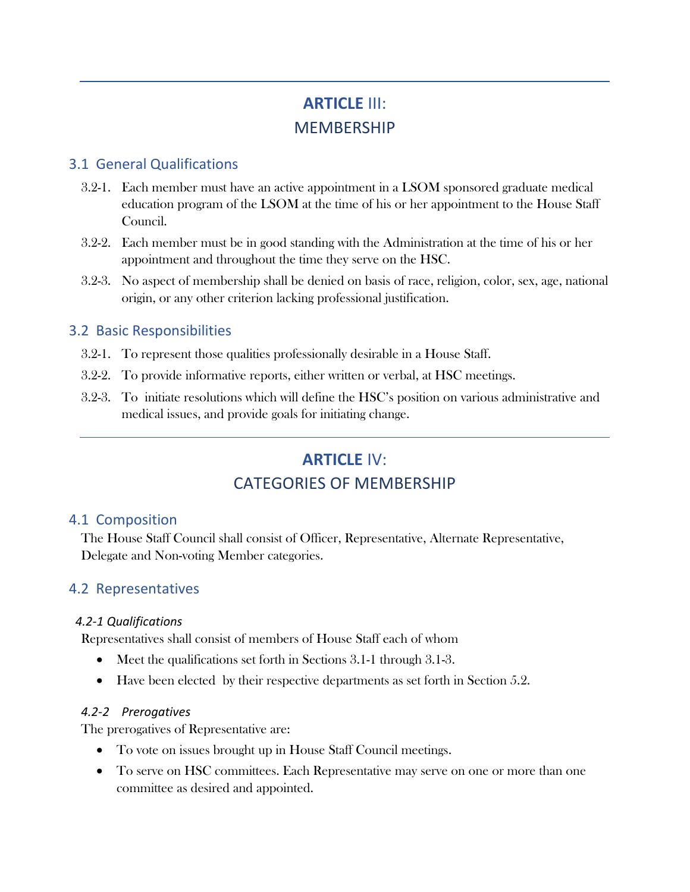---

# ARTICLE III:
# MEMBERSHIP

## 3.1 General Qualifications

3.2-1. Each member must have an active appointment in a LSOM sponsored graduate medical education program of the LSOM at the time of his or her appointment to the House Staff Council.

3.2-2. Each member must be in good standing with the Administration at the time of his or her appointment and throughout the time they serve on the HSC.

3.2-3. No aspect of membership shall be denied on basis of race, religion, color, sex, age, national origin, or any other criterion lacking professional justification.

## 3.2 Basic Responsibilities

3.2-1. To represent those qualities professionally desirable in a House Staff.

3.2-2. To provide informative reports, either written or verbal, at HSC meetings.

3.2-3. To initiate resolutions which will define the HSC's position on various administrative and medical issues, and provide goals for initiating change.

---

# ARTICLE IV:
# CATEGORIES OF MEMBERSHIP

## 4.1 Composition

The House Staff Council shall consist of Officer, Representative, Alternate Representative, Delegate and Non-voting Member categories.

## 4.2 Representatives

### *4.2-1 Qualifications*

Representatives shall consist of members of House Staff each of whom

- Meet the qualifications set forth in Sections 3.1-1 through 3.1-3.
- Have been elected by their respective departments as set forth in Section 5.2.

### *4.2-2 Prerogatives*

The prerogatives of Representative are:

- To vote on issues brought up in House Staff Council meetings.
- To serve on HSC committees. Each Representative may serve on one or more than one committee as desired and appointed.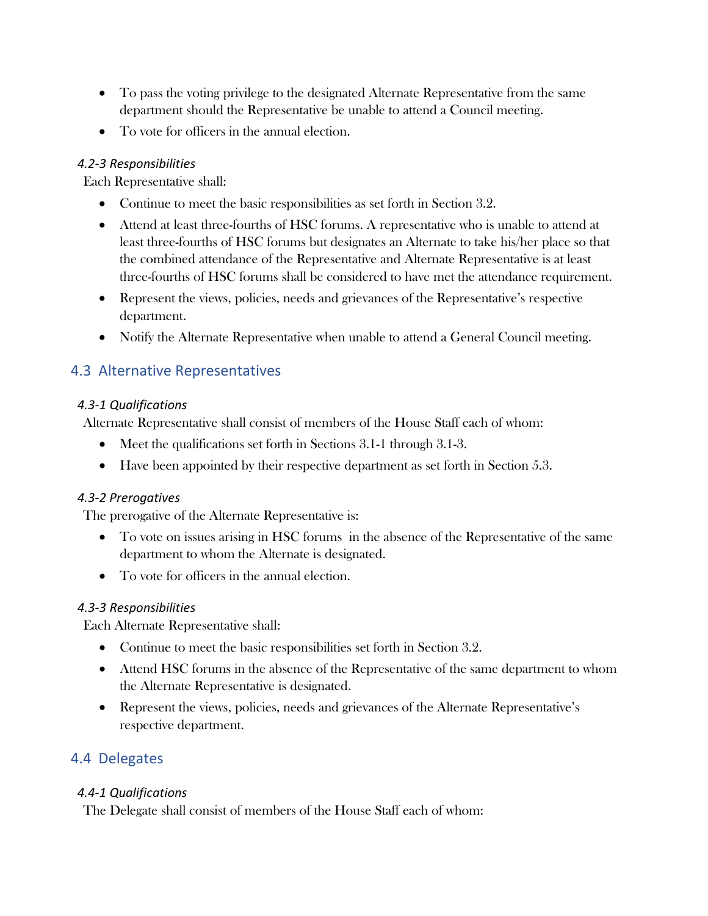- To pass the voting privilege to the designated Alternate Representative from the same department should the Representative be unable to attend a Council meeting.
- To vote for officers in the annual election.

#### *4.2-3 Responsibilities*

Each Representative shall:

- Continue to meet the basic responsibilities as set forth in Section 3.2.
- Attend at least three-fourths of HSC forums. A representative who is unable to attend at least three-fourths of HSC forums but designates an Alternate to take his/her place so that the combined attendance of the Representative and Alternate Representative is at least three-fourths of HSC forums shall be considered to have met the attendance requirement.
- Represent the views, policies, needs and grievances of the Representative's respective department.
- Notify the Alternate Representative when unable to attend a General Council meeting.

### 4.3 Alternative Representatives

#### *4.3-1 Qualifications*

Alternate Representative shall consist of members of the House Staff each of whom:

- Meet the qualifications set forth in Sections 3.1-1 through 3.1-3.
- Have been appointed by their respective department as set forth in Section 5.3.

#### *4.3-2 Prerogatives*

The prerogative of the Alternate Representative is:

- To vote on issues arising in HSC forums in the absence of the Representative of the same department to whom the Alternate is designated.
- To vote for officers in the annual election.

#### *4.3-3 Responsibilities*

Each Alternate Representative shall:

- Continue to meet the basic responsibilities set forth in Section 3.2.
- Attend HSC forums in the absence of the Representative of the same department to whom the Alternate Representative is designated.
- Represent the views, policies, needs and grievances of the Alternate Representative's respective department.

### 4.4 Delegates

#### *4.4-1 Qualifications*

The Delegate shall consist of members of the House Staff each of whom: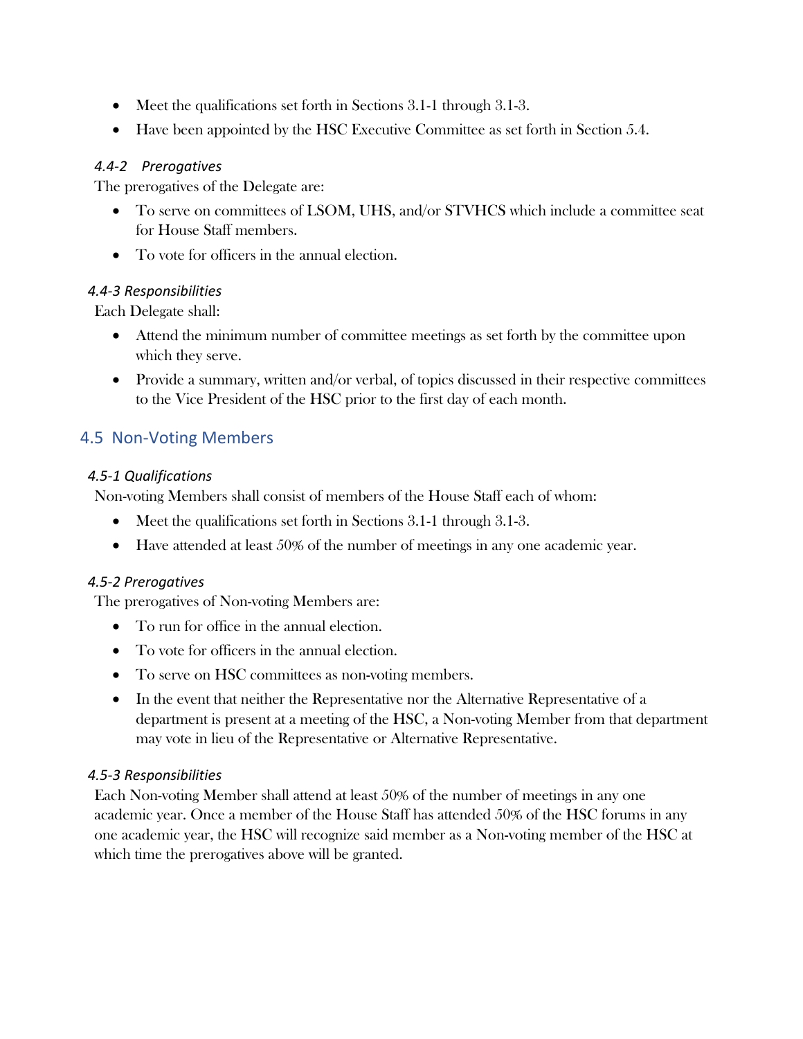- Meet the qualifications set forth in Sections 3.1-1 through 3.1-3.
- Have been appointed by the HSC Executive Committee as set forth in Section 5.4.

#### *4.4-2 Prerogatives*

The prerogatives of the Delegate are:

- To serve on committees of LSOM, UHS, and/or STVHCS which include a committee seat for House Staff members.
- To vote for officers in the annual election.

#### *4.4-3 Responsibilities*

Each Delegate shall:

- Attend the minimum number of committee meetings as set forth by the committee upon which they serve.
- Provide a summary, written and/or verbal, of topics discussed in their respective committees to the Vice President of the HSC prior to the first day of each month.

### 4.5 Non-Voting Members

#### *4.5-1 Qualifications*

Non-voting Members shall consist of members of the House Staff each of whom:

- Meet the qualifications set forth in Sections 3.1-1 through 3.1-3.
- Have attended at least 50% of the number of meetings in any one academic year.

#### *4.5-2 Prerogatives*

The prerogatives of Non-voting Members are:

- To run for office in the annual election.
- To vote for officers in the annual election.
- To serve on HSC committees as non-voting members.
- In the event that neither the Representative nor the Alternative Representative of a department is present at a meeting of the HSC, a Non-voting Member from that department may vote in lieu of the Representative or Alternative Representative.

#### *4.5-3 Responsibilities*

Each Non-voting Member shall attend at least 50% of the number of meetings in any one academic year. Once a member of the House Staff has attended 50% of the HSC forums in any one academic year, the HSC will recognize said member as a Non-voting member of the HSC at which time the prerogatives above will be granted.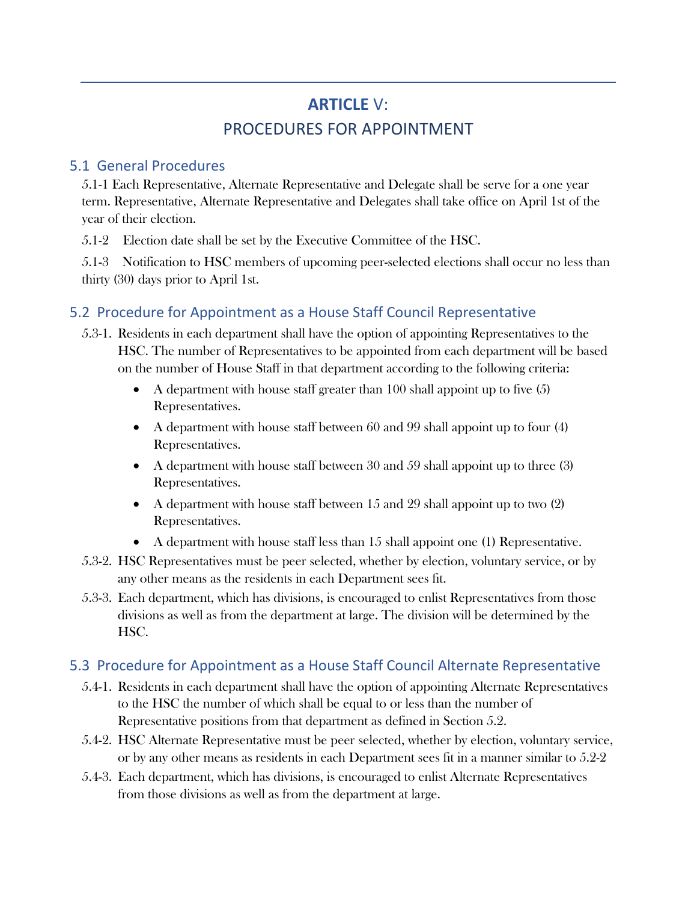# ARTICLE V:
# PROCEDURES FOR APPOINTMENT

## 5.1 General Procedures

5.1-1 Each Representative, Alternate Representative and Delegate shall be serve for a one year term. Representative, Alternate Representative and Delegates shall take office on April 1st of the year of their election.

5.1-2 Election date shall be set by the Executive Committee of the HSC.

5.1-3 Notification to HSC members of upcoming peer-selected elections shall occur no less than thirty (30) days prior to April 1st.

## 5.2 Procedure for Appointment as a House Staff Council Representative

5.3-1. Residents in each department shall have the option of appointing Representatives to the HSC. The number of Representatives to be appointed from each department will be based on the number of House Staff in that department according to the following criteria:

- A department with house staff greater than 100 shall appoint up to five (5) Representatives.
- A department with house staff between 60 and 99 shall appoint up to four (4) Representatives.
- A department with house staff between 30 and 59 shall appoint up to three (3) Representatives.
- A department with house staff between 15 and 29 shall appoint up to two (2) Representatives.
- A department with house staff less than 15 shall appoint one (1) Representative.

5.3-2. HSC Representatives must be peer selected, whether by election, voluntary service, or by any other means as the residents in each Department sees fit.

5.3-3. Each department, which has divisions, is encouraged to enlist Representatives from those divisions as well as from the department at large. The division will be determined by the HSC.

## 5.3 Procedure for Appointment as a House Staff Council Alternate Representative

5.4-1. Residents in each department shall have the option of appointing Alternate Representatives to the HSC the number of which shall be equal to or less than the number of Representative positions from that department as defined in Section 5.2.

5.4-2. HSC Alternate Representative must be peer selected, whether by election, voluntary service, or by any other means as residents in each Department sees fit in a manner similar to 5.2-2

5.4-3. Each department, which has divisions, is encouraged to enlist Alternate Representatives from those divisions as well as from the department at large.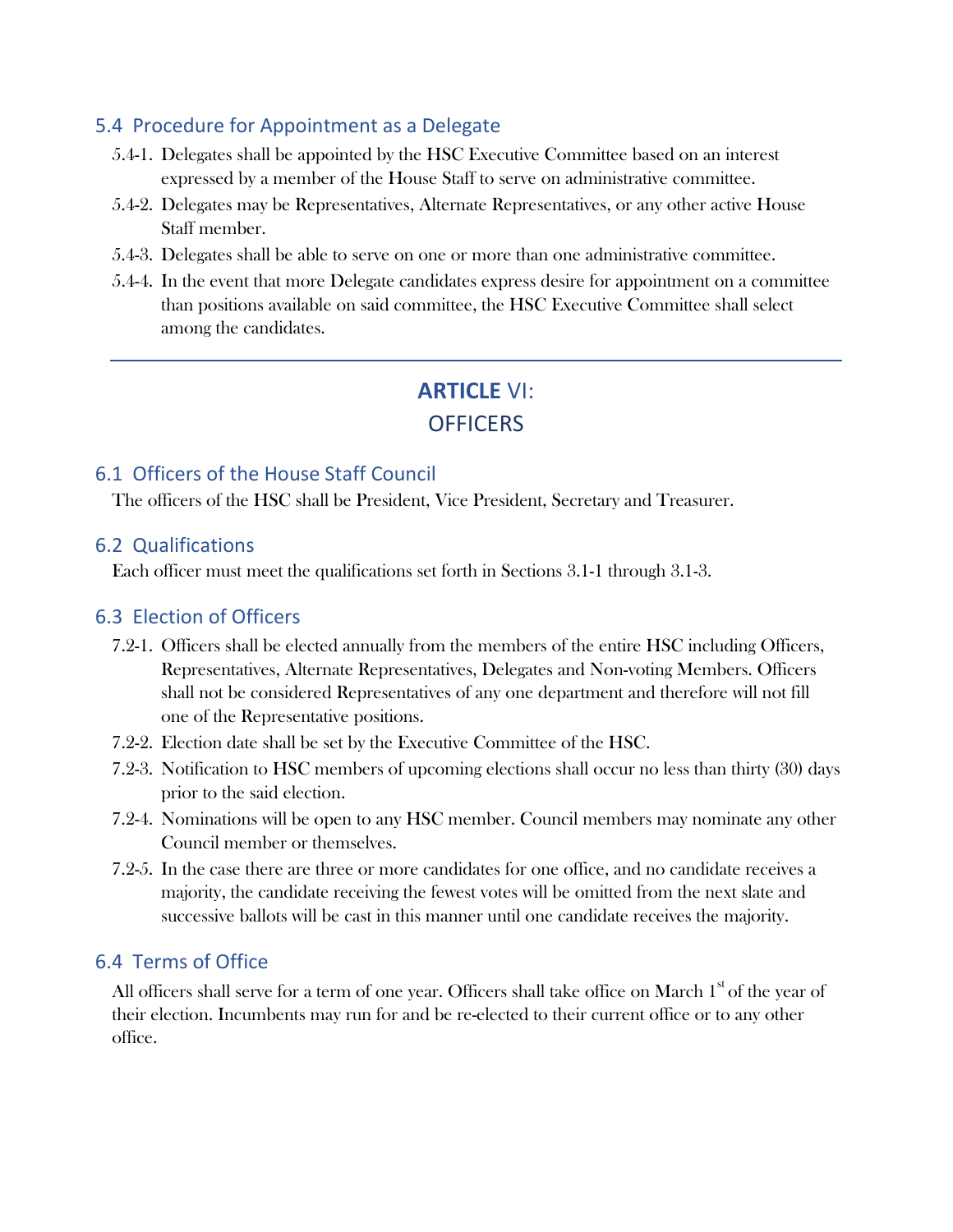### 5.4 Procedure for Appointment as a Delegate

5.4-1. Delegates shall be appointed by the HSC Executive Committee based on an interest expressed by a member of the House Staff to serve on administrative committee.

5.4-2. Delegates may be Representatives, Alternate Representatives, or any other active House Staff member.

5.4-3. Delegates shall be able to serve on one or more than one administrative committee.

5.4-4. In the event that more Delegate candidates express desire for appointment on a committee than positions available on said committee, the HSC Executive Committee shall select among the candidates.

---

## ARTICLE VI:
## OFFICERS

### 6.1 Officers of the House Staff Council

The officers of the HSC shall be President, Vice President, Secretary and Treasurer.

### 6.2 Qualifications

Each officer must meet the qualifications set forth in Sections 3.1-1 through 3.1-3.

### 6.3 Election of Officers

7.2-1. Officers shall be elected annually from the members of the entire HSC including Officers, Representatives, Alternate Representatives, Delegates and Non-voting Members. Officers shall not be considered Representatives of any one department and therefore will not fill one of the Representative positions.

7.2-2. Election date shall be set by the Executive Committee of the HSC.

7.2-3. Notification to HSC members of upcoming elections shall occur no less than thirty (30) days prior to the said election.

7.2-4. Nominations will be open to any HSC member. Council members may nominate any other Council member or themselves.

7.2-5. In the case there are three or more candidates for one office, and no candidate receives a majority, the candidate receiving the fewest votes will be omitted from the next slate and successive ballots will be cast in this manner until one candidate receives the majority.

### 6.4 Terms of Office

All officers shall serve for a term of one year. Officers shall take office on March 1st of the year of their election. Incumbents may run for and be re-elected to their current office or to any other office.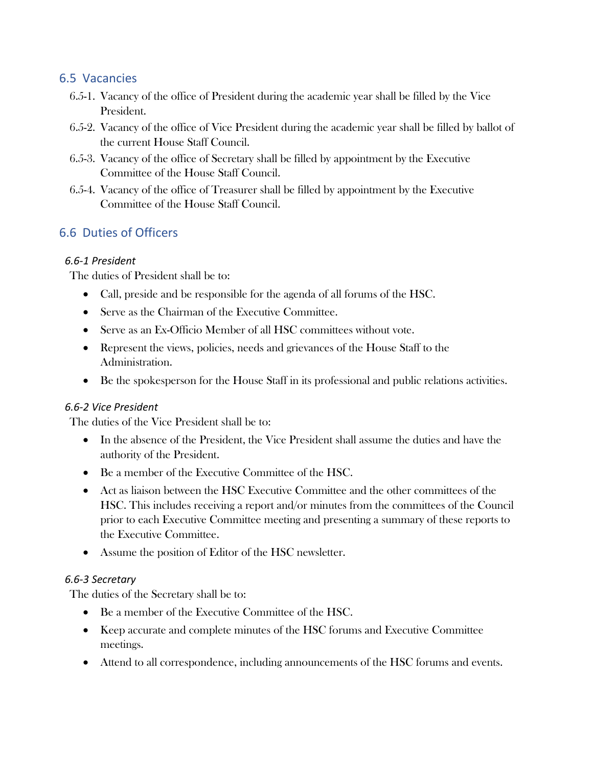## 6.5 Vacancies

6.5-1. Vacancy of the office of President during the academic year shall be filled by the Vice President.

6.5-2. Vacancy of the office of Vice President during the academic year shall be filled by ballot of the current House Staff Council.

6.5-3. Vacancy of the office of Secretary shall be filled by appointment by the Executive Committee of the House Staff Council.

6.5-4. Vacancy of the office of Treasurer shall be filled by appointment by the Executive Committee of the House Staff Council.

## 6.6 Duties of Officers

### *6.6-1 President*

The duties of President shall be to:

- Call, preside and be responsible for the agenda of all forums of the HSC.
- Serve as the Chairman of the Executive Committee.
- Serve as an Ex-Officio Member of all HSC committees without vote.
- Represent the views, policies, needs and grievances of the House Staff to the Administration.
- Be the spokesperson for the House Staff in its professional and public relations activities.

### *6.6-2 Vice President*

The duties of the Vice President shall be to:

- In the absence of the President, the Vice President shall assume the duties and have the authority of the President.
- Be a member of the Executive Committee of the HSC.
- Act as liaison between the HSC Executive Committee and the other committees of the HSC. This includes receiving a report and/or minutes from the committees of the Council prior to each Executive Committee meeting and presenting a summary of these reports to the Executive Committee.
- Assume the position of Editor of the HSC newsletter.

### *6.6-3 Secretary*

The duties of the Secretary shall be to:

- Be a member of the Executive Committee of the HSC.
- Keep accurate and complete minutes of the HSC forums and Executive Committee meetings.
- Attend to all correspondence, including announcements of the HSC forums and events.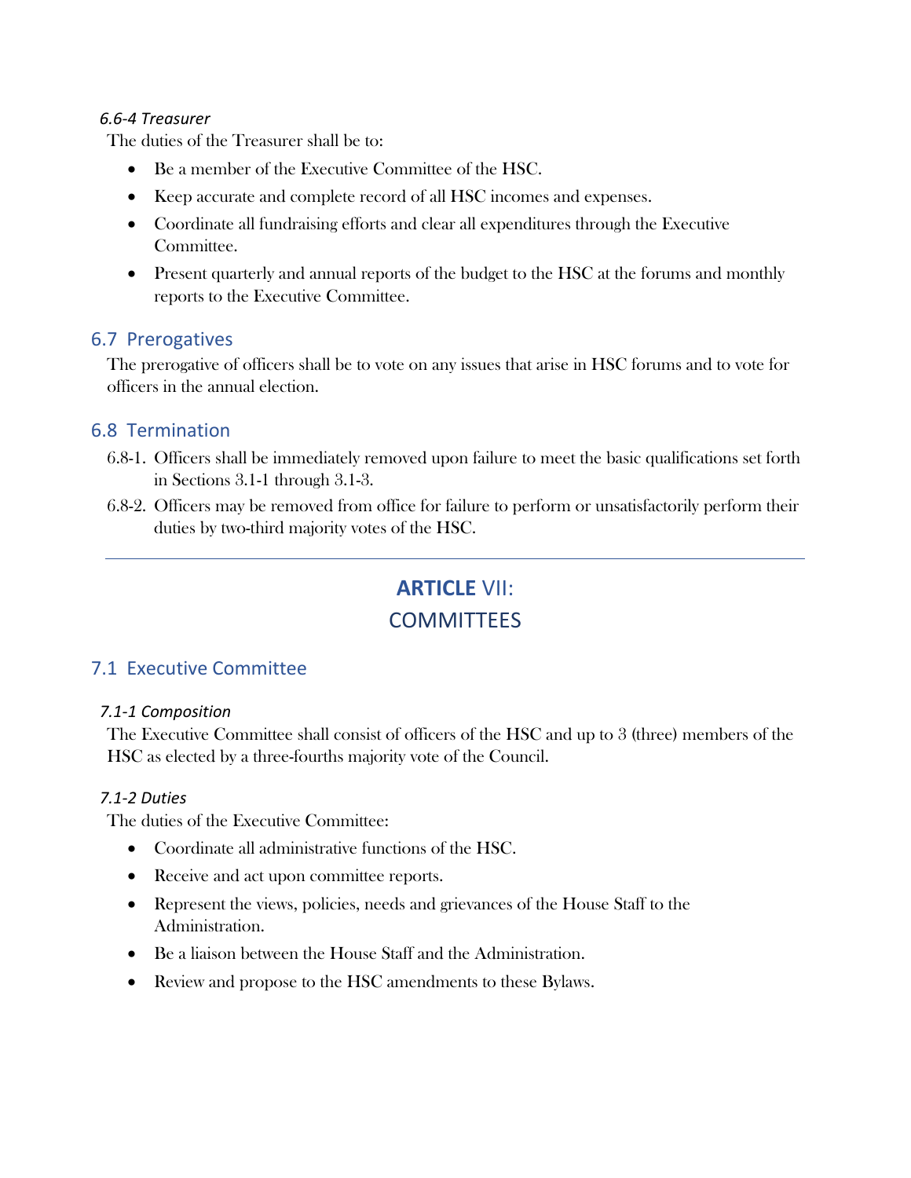#### *6.6-4 Treasurer*

The duties of the Treasurer shall be to:

- Be a member of the Executive Committee of the HSC.
- Keep accurate and complete record of all HSC incomes and expenses.
- Coordinate all fundraising efforts and clear all expenditures through the Executive Committee.
- Present quarterly and annual reports of the budget to the HSC at the forums and monthly reports to the Executive Committee.

### 6.7 Prerogatives

The prerogative of officers shall be to vote on any issues that arise in HSC forums and to vote for officers in the annual election.

### 6.8 Termination

6.8-1. Officers shall be immediately removed upon failure to meet the basic qualifications set forth in Sections 3.1-1 through 3.1-3.

6.8-2. Officers may be removed from office for failure to perform or unsatisfactorily perform their duties by two-third majority votes of the HSC.

---

## **ARTICLE** VII: COMMITTEES

### 7.1 Executive Committee

#### *7.1-1 Composition*

The Executive Committee shall consist of officers of the HSC and up to 3 (three) members of the HSC as elected by a three-fourths majority vote of the Council.

#### *7.1-2 Duties*

The duties of the Executive Committee:

- Coordinate all administrative functions of the HSC.
- Receive and act upon committee reports.
- Represent the views, policies, needs and grievances of the House Staff to the Administration.
- Be a liaison between the House Staff and the Administration.
- Review and propose to the HSC amendments to these Bylaws.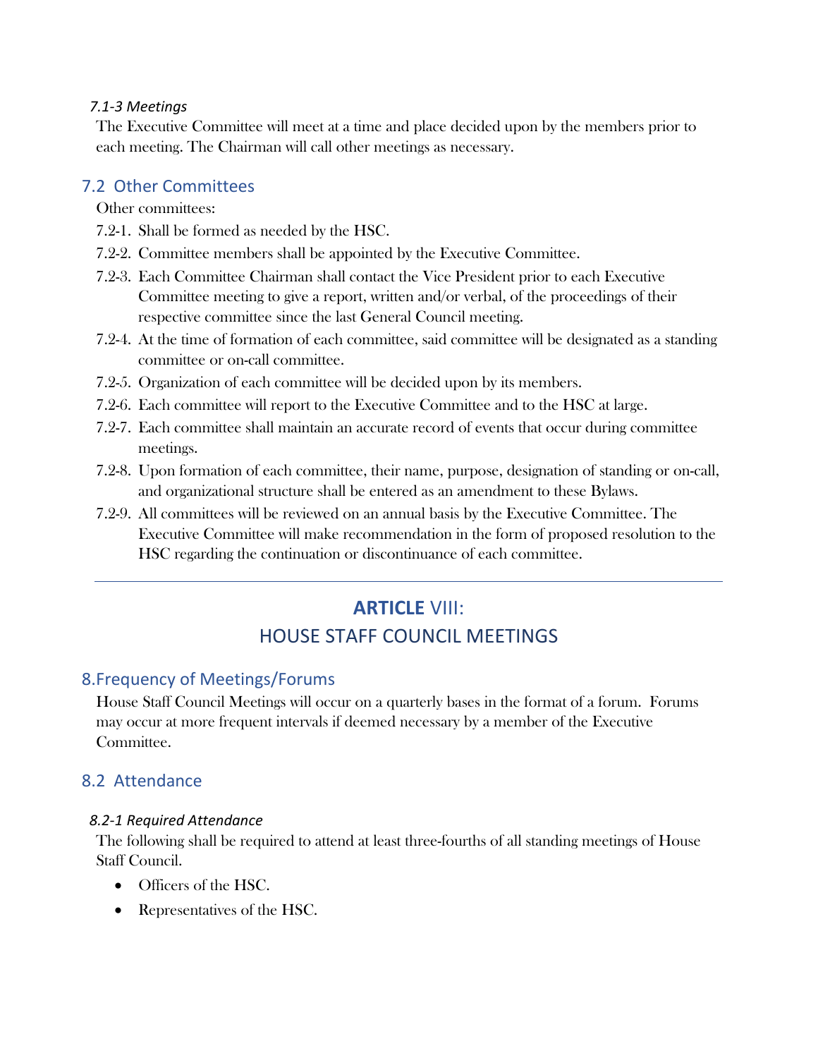#### *7.1-3 Meetings*

The Executive Committee will meet at a time and place decided upon by the members prior to each meeting. The Chairman will call other meetings as necessary.

### 7.2 Other Committees

Other committees:

7.2-1. Shall be formed as needed by the HSC.

7.2-2. Committee members shall be appointed by the Executive Committee.

7.2-3. Each Committee Chairman shall contact the Vice President prior to each Executive Committee meeting to give a report, written and/or verbal, of the proceedings of their respective committee since the last General Council meeting.

7.2-4. At the time of formation of each committee, said committee will be designated as a standing committee or on-call committee.

7.2-5. Organization of each committee will be decided upon by its members.

7.2-6. Each committee will report to the Executive Committee and to the HSC at large.

7.2-7. Each committee shall maintain an accurate record of events that occur during committee meetings.

7.2-8. Upon formation of each committee, their name, purpose, designation of standing or on-call, and organizational structure shall be entered as an amendment to these Bylaws.

7.2-9. All committees will be reviewed on an annual basis by the Executive Committee. The Executive Committee will make recommendation in the form of proposed resolution to the HSC regarding the continuation or discontinuance of each committee.

---

## **ARTICLE** VIII:
## HOUSE STAFF COUNCIL MEETINGS

### 8.Frequency of Meetings/Forums

House Staff Council Meetings will occur on a quarterly bases in the format of a forum. Forums may occur at more frequent intervals if deemed necessary by a member of the Executive Committee.

### 8.2 Attendance

#### *8.2-1 Required Attendance*

The following shall be required to attend at least three-fourths of all standing meetings of House Staff Council.

- Officers of the HSC.
- Representatives of the HSC.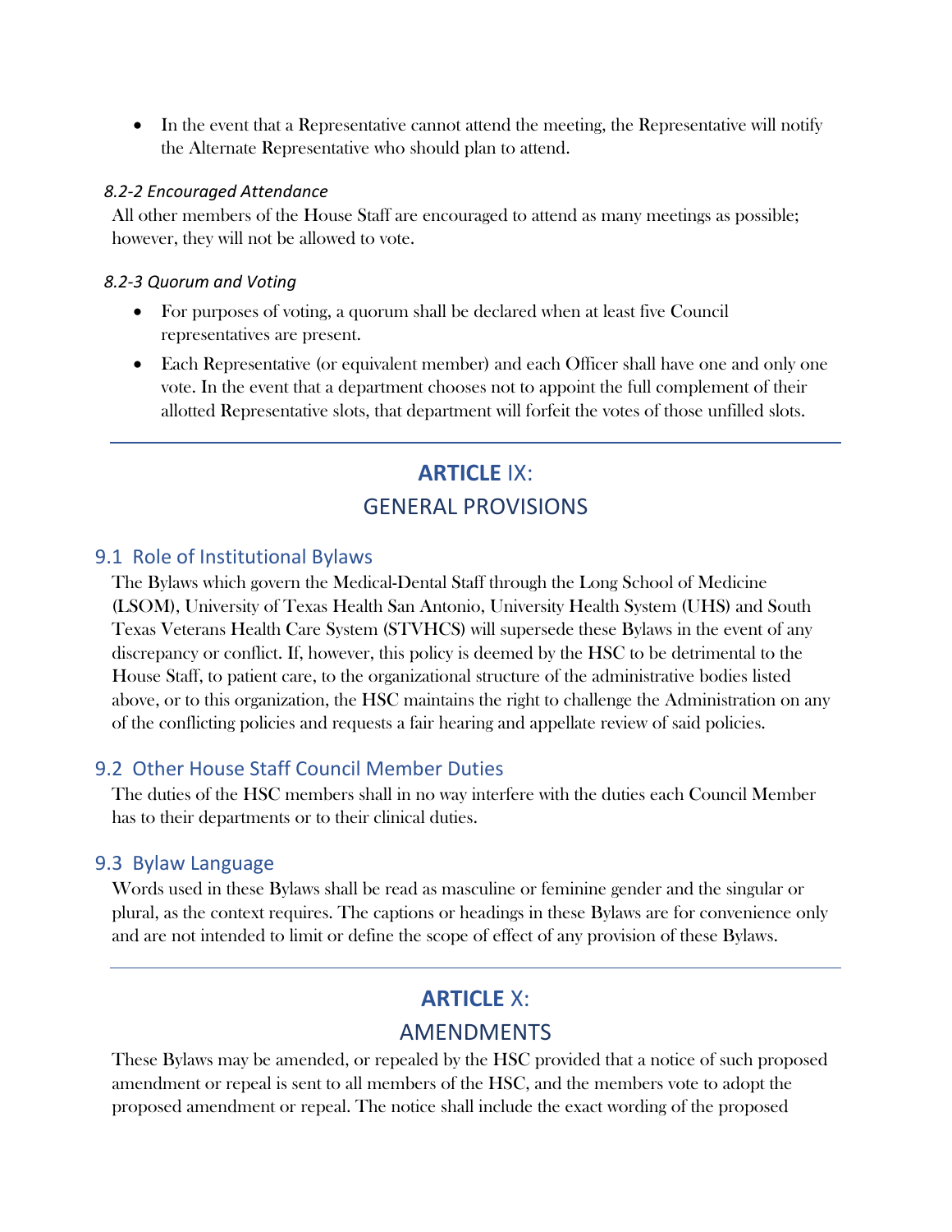- In the event that a Representative cannot attend the meeting, the Representative will notify the Alternate Representative who should plan to attend.

#### *8.2-2 Encouraged Attendance*

All other members of the House Staff are encouraged to attend as many meetings as possible; however, they will not be allowed to vote.

#### *8.2-3 Quorum and Voting*

- For purposes of voting, a quorum shall be declared when at least five Council representatives are present.
- Each Representative (or equivalent member) and each Officer shall have one and only one vote. In the event that a department chooses not to appoint the full complement of their allotted Representative slots, that department will forfeit the votes of those unfilled slots.

---

## **ARTICLE** IX: GENERAL PROVISIONS

### 9.1 Role of Institutional Bylaws

The Bylaws which govern the Medical-Dental Staff through the Long School of Medicine (LSOM), University of Texas Health San Antonio, University Health System (UHS) and South Texas Veterans Health Care System (STVHCS) will supersede these Bylaws in the event of any discrepancy or conflict. If, however, this policy is deemed by the HSC to be detrimental to the House Staff, to patient care, to the organizational structure of the administrative bodies listed above, or to this organization, the HSC maintains the right to challenge the Administration on any of the conflicting policies and requests a fair hearing and appellate review of said policies.

### 9.2 Other House Staff Council Member Duties

The duties of the HSC members shall in no way interfere with the duties each Council Member has to their departments or to their clinical duties.

### 9.3 Bylaw Language

Words used in these Bylaws shall be read as masculine or feminine gender and the singular or plural, as the context requires. The captions or headings in these Bylaws are for convenience only and are not intended to limit or define the scope of effect of any provision of these Bylaws.

---

## **ARTICLE** X: AMENDMENTS

These Bylaws may be amended, or repealed by the HSC provided that a notice of such proposed amendment or repeal is sent to all members of the HSC, and the members vote to adopt the proposed amendment or repeal. The notice shall include the exact wording of the proposed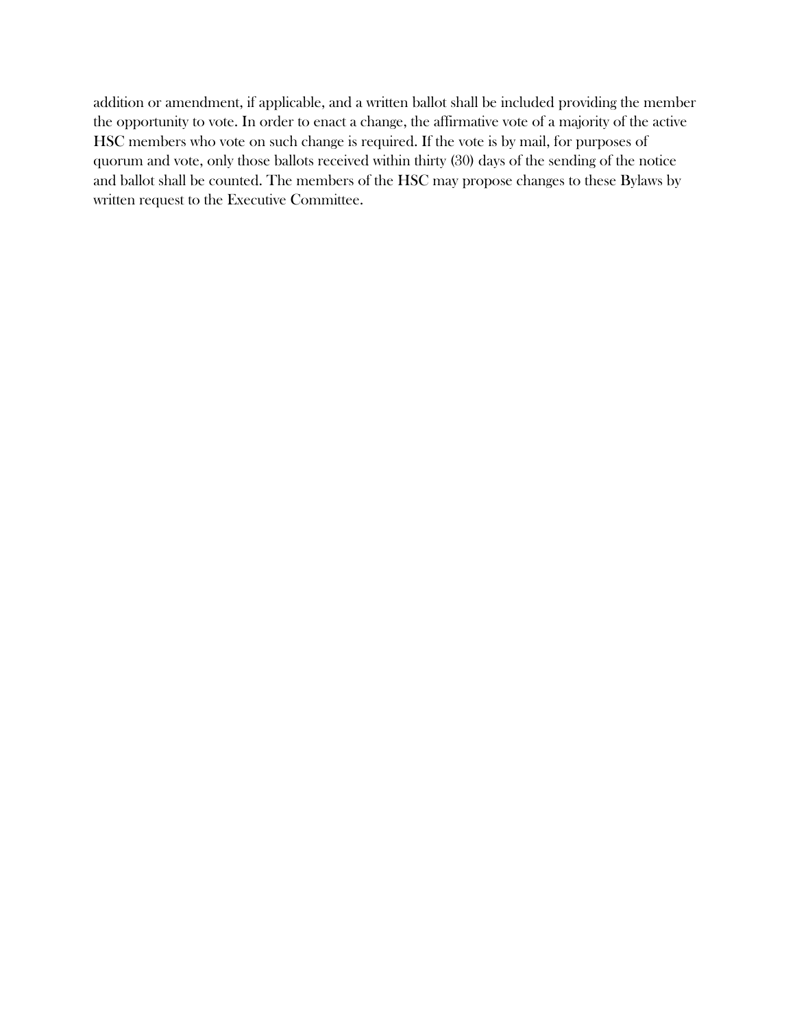addition or amendment, if applicable, and a written ballot shall be included providing the member the opportunity to vote. In order to enact a change, the affirmative vote of a majority of the active HSC members who vote on such change is required. If the vote is by mail, for purposes of quorum and vote, only those ballots received within thirty (30) days of the sending of the notice and ballot shall be counted. The members of the HSC may propose changes to these Bylaws by written request to the Executive Committee.